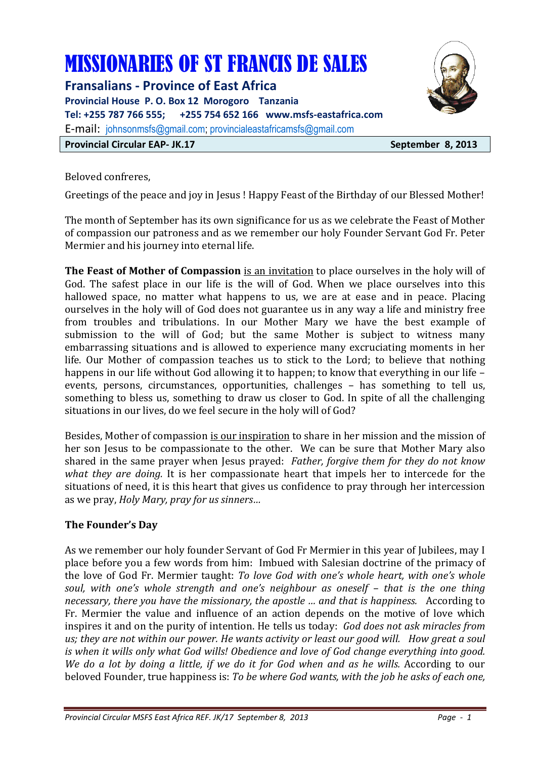# MISSIONARIES OF ST FRANCIS DE SALES

**Fransalians - Province of East Africa**

**Provincial House P. O. Box 12 Morogoro Tanzania**

**Tel: +255 787 766 555; +255 754 652 166 www.msfs-eastafrica.com**

E-mail: johnsonmsfs@gmail.com; provincialeastafricamsfs@gmail.com

**Provincial Circular EAP- JK.17** **September 8, 2013**

Beloved confreres,

Greetings of the peace and joy in Jesus ! Happy Feast of the Birthday of our Blessed Mother!

The month of September has its own significance for us as we celebrate the Feast of Mother of compassion our patroness and as we remember our holy Founder Servant God Fr. Peter Mermier and his journey into eternal life.

**The Feast of Mother of Compassion** is an invitation to place ourselves in the holy will of God. The safest place in our life is the will of God. When we place ourselves into this hallowed space, no matter what happens to us, we are at ease and in peace. Placing ourselves in the holy will of God does not guarantee us in any way a life and ministry free from troubles and tribulations. In our Mother Mary we have the best example of submission to the will of God; but the same Mother is subject to witness many embarrassing situations and is allowed to experience many excruciating moments in her life. Our Mother of compassion teaches us to stick to the Lord; to believe that nothing happens in our life without God allowing it to happen; to know that everything in our life – events, persons, circumstances, opportunities, challenges – has something to tell us, something to bless us, something to draw us closer to God. In spite of all the challenging situations in our lives, do we feel secure in the holy will of God?

Besides, Mother of compassion is our inspiration to share in her mission and the mission of her son Jesus to be compassionate to the other. We can be sure that Mother Mary also shared in the same prayer when Jesus prayed: *Father, forgive them for they do not know what they are doing.* It is her compassionate heart that impels her to intercede for the situations of need, it is this heart that gives us confidence to pray through her intercession as we pray, *Holy Mary, pray for us sinners…*

**The Founder's Day**

As we remember our holy founder Servant of God Fr Mermier in this year of Jubilees, may I place before you a few words from him: Imbued with Salesian doctrine of the primacy of the love of God Fr. Mermier taught: *To love God with one's whole heart, with one's whole soul, with one's whole strength and one's neighbour as oneself – that is the one thing necessary, there you have the missionary, the apostle … and that is happiness.* According to Fr. Mermier the value and influence of an action depends on the motive of love which inspires it and on the purity of intention. He tells us today: *God does not ask miracles from us; they are not within our power. He wants activity or least our good will. How great a soul is when it wills only what God wills! Obedience and love of God change everything into good. We do a lot by doing a little, if we do it for God when and as he wills.* According to our beloved Founder, true happiness is: *To be where God wants, with the job he asks of each one,*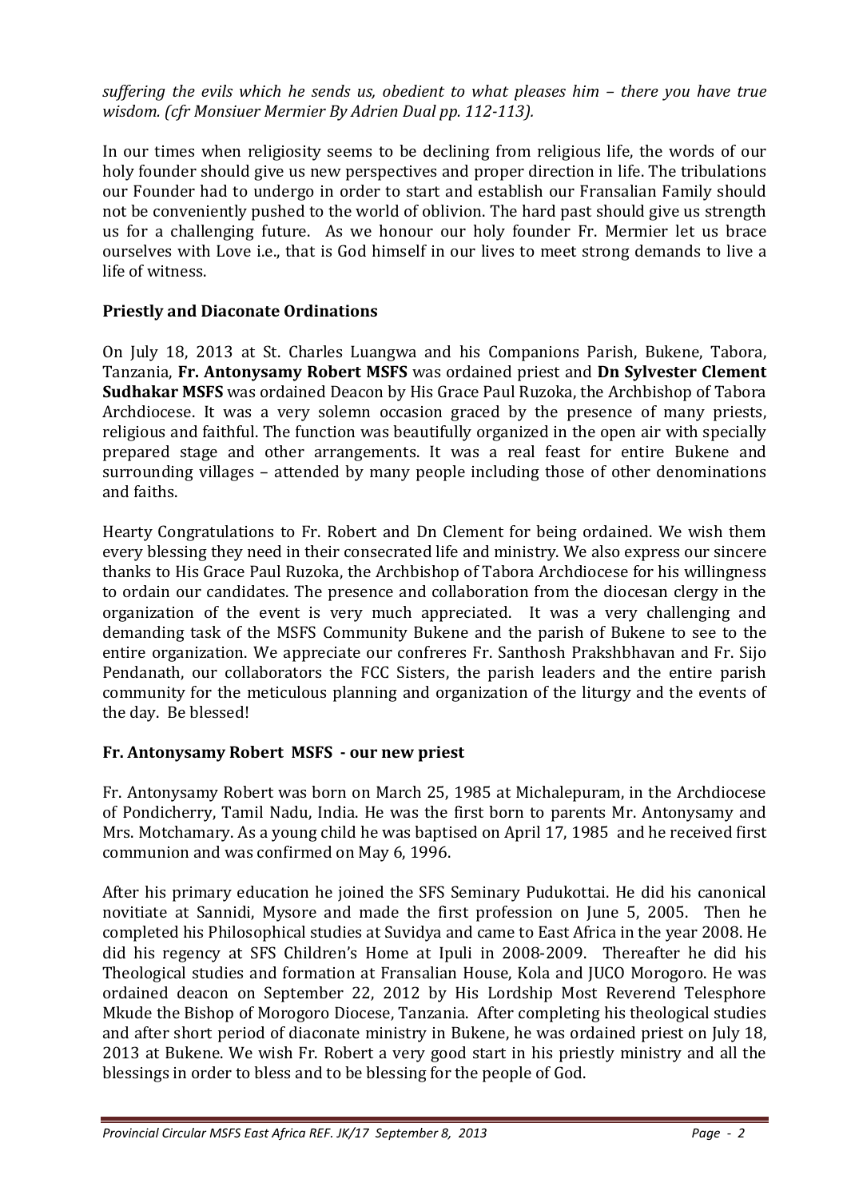*suffering the evils which he sends us, obedient to what pleases him – there you have true wisdom. (cfr Monsiuer Mermier By Adrien Dual pp. 112-113).*

In our times when religiosity seems to be declining from religious life, the words of our holy founder should give us new perspectives and proper direction in life. The tribulations our Founder had to undergo in order to start and establish our Fransalian Family should not be conveniently pushed to the world of oblivion. The hard past should give us strength us for a challenging future. As we honour our holy founder Fr. Mermier let us brace ourselves with Love i.e., that is God himself in our lives to meet strong demands to live a life of witness.

## Priestly and Diaconate Ordinations

On July 18, 2013 at St. Charles Luangwa and his Companions Parish, Bukene, Tabora, Tanzania, **Fr. Antonysamy Robert MSFS** was ordained priest and **Dn Sylvester Clement Sudhakar MSFS** was ordained Deacon by His Grace Paul Ruzoka, the Archbishop of Tabora Archdiocese. It was a very solemn occasion graced by the presence of many priests, religious and faithful. The function was beautifully organized in the open air with specially prepared stage and other arrangements. It was a real feast for entire Bukene and surrounding villages – attended by many people including those of other denominations and faiths.

Hearty Congratulations to Fr. Robert and Dn Clement for being ordained. We wish them every blessing they need in their consecrated life and ministry. We also express our sincere thanks to His Grace Paul Ruzoka, the Archbishop of Tabora Archdiocese for his willingness to ordain our candidates. The presence and collaboration from the diocesan clergy in the organization of the event is very much appreciated. It was a very challenging and demanding task of the MSFS Community Bukene and the parish of Bukene to see to the entire organization. We appreciate our confreres Fr. Santhosh Prakshbhavan and Fr. Sijo Pendanath, our collaborators the FCC Sisters, the parish leaders and the entire parish community for the meticulous planning and organization of the liturgy and the events of the day. Be blessed!

## Fr. Antonysamy Robert MSFS - our new priest

Fr. Antonysamy Robert was born on March 25, 1985 at Michalepuram, in the Archdiocese of Pondicherry, Tamil Nadu, India. He was the first born to parents Mr. Antonysamy and Mrs. Motchamary. As a young child he was baptised on April 17, 1985 and he received first communion and was confirmed on May 6, 1996.

After his primary education he joined the SFS Seminary Pudukottai. He did his canonical novitiate at Sannidi, Mysore and made the first profession on June 5, 2005. Then he completed his Philosophical studies at Suvidya and came to East Africa in the year 2008. He did his regency at SFS Children's Home at Ipuli in 2008-2009. Thereafter he did his Theological studies and formation at Fransalian House, Kola and JUCO Morogoro. He was ordained deacon on September 22, 2012 by His Lordship Most Reverend Telesphore Mkude the Bishop of Morogoro Diocese, Tanzania. After completing his theological studies and after short period of diaconate ministry in Bukene, he was ordained priest on July 18, 2013 at Bukene. We wish Fr. Robert a very good start in his priestly ministry and all the blessings in order to bless and to be blessing for the people of God.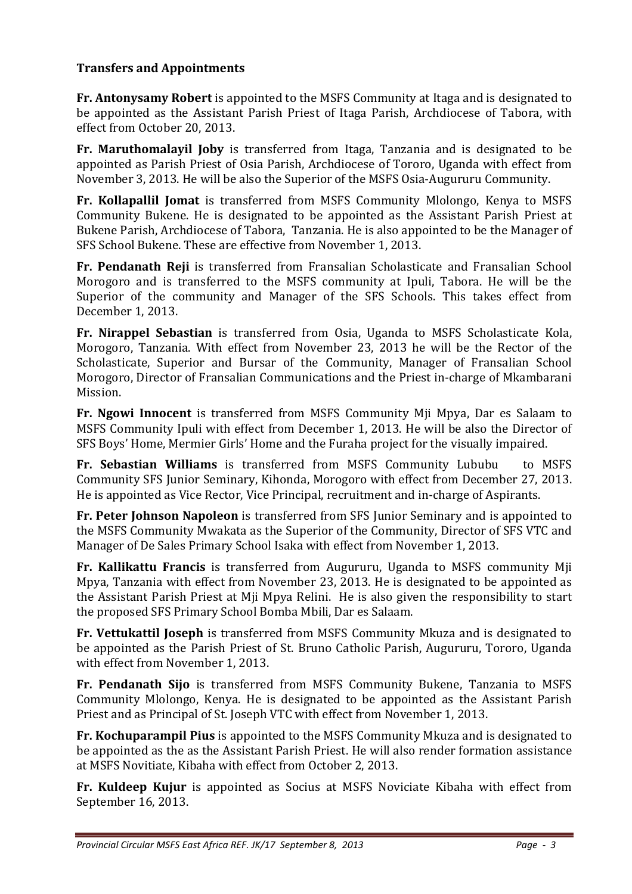### Transfers and Appointments

**Fr. Antonysamy Robert** is appointed to the MSFS Community at Itaga and is designated to be appointed as the Assistant Parish Priest of Itaga Parish, Archdiocese of Tabora, with effect from October 20, 2013.

**Fr. Maruthomalayil Joby** is transferred from Itaga, Tanzania and is designated to be appointed as Parish Priest of Osia Parish, Archdiocese of Tororo, Uganda with effect from November 3, 2013. He will be also the Superior of the MSFS Osia-Augururu Community.

**Fr. Kollapallil Jomat** is transferred from MSFS Community Mlolongo, Kenya to MSFS Community Bukene. He is designated to be appointed as the Assistant Parish Priest at Bukene Parish, Archdiocese of Tabora, Tanzania. He is also appointed to be the Manager of SFS School Bukene. These are effective from November 1, 2013.

**Fr. Pendanath Reji** is transferred from Fransalian Scholasticate and Fransalian School Morogoro and is transferred to the MSFS community at Ipuli, Tabora. He will be the Superior of the community and Manager of the SFS Schools. This takes effect from December 1, 2013.

**Fr. Nirappel Sebastian** is transferred from Osia, Uganda to MSFS Scholasticate Kola, Morogoro, Tanzania. With effect from November 23, 2013 he will be the Rector of the Scholasticate, Superior and Bursar of the Community, Manager of Fransalian School Morogoro, Director of Fransalian Communications and the Priest in-charge of Mkambarani Mission.

**Fr. Ngowi Innocent** is transferred from MSFS Community Mji Mpya, Dar es Salaam to MSFS Community Ipuli with effect from December 1, 2013. He will be also the Director of SFS Boys' Home, Mermier Girls' Home and the Furaha project for the visually impaired.

**Fr. Sebastian Williams** is transferred from MSFS Community Lububu to MSFS Community SFS Junior Seminary, Kihonda, Morogoro with effect from December 27, 2013. He is appointed as Vice Rector, Vice Principal, recruitment and in-charge of Aspirants.

**Fr. Peter Johnson Napoleon** is transferred from SFS Junior Seminary and is appointed to the MSFS Community Mwakata as the Superior of the Community, Director of SFS VTC and Manager of De Sales Primary School Isaka with effect from November 1, 2013.

**Fr. Kallikattu Francis** is transferred from Augururu, Uganda to MSFS community Mji Mpya, Tanzania with effect from November 23, 2013. He is designated to be appointed as the Assistant Parish Priest at Mji Mpya Relini. He is also given the responsibility to start the proposed SFS Primary School Bomba Mbili, Dar es Salaam.

**Fr. Vettukattil Joseph** is transferred from MSFS Community Mkuza and is designated to be appointed as the Parish Priest of St. Bruno Catholic Parish, Augururu, Tororo, Uganda with effect from November 1, 2013.

**Fr. Pendanath Sijo** is transferred from MSFS Community Bukene, Tanzania to MSFS Community Mlolongo, Kenya. He is designated to be appointed as the Assistant Parish Priest and as Principal of St. Joseph VTC with effect from November 1, 2013.

**Fr. Kochuparampil Pius** is appointed to the MSFS Community Mkuza and is designated to be appointed as the as the Assistant Parish Priest. He will also render formation assistance at MSFS Novitiate, Kibaha with effect from October 2, 2013.

**Fr. Kuldeep Kujur** is appointed as Socius at MSFS Noviciate Kibaha with effect from September 16, 2013.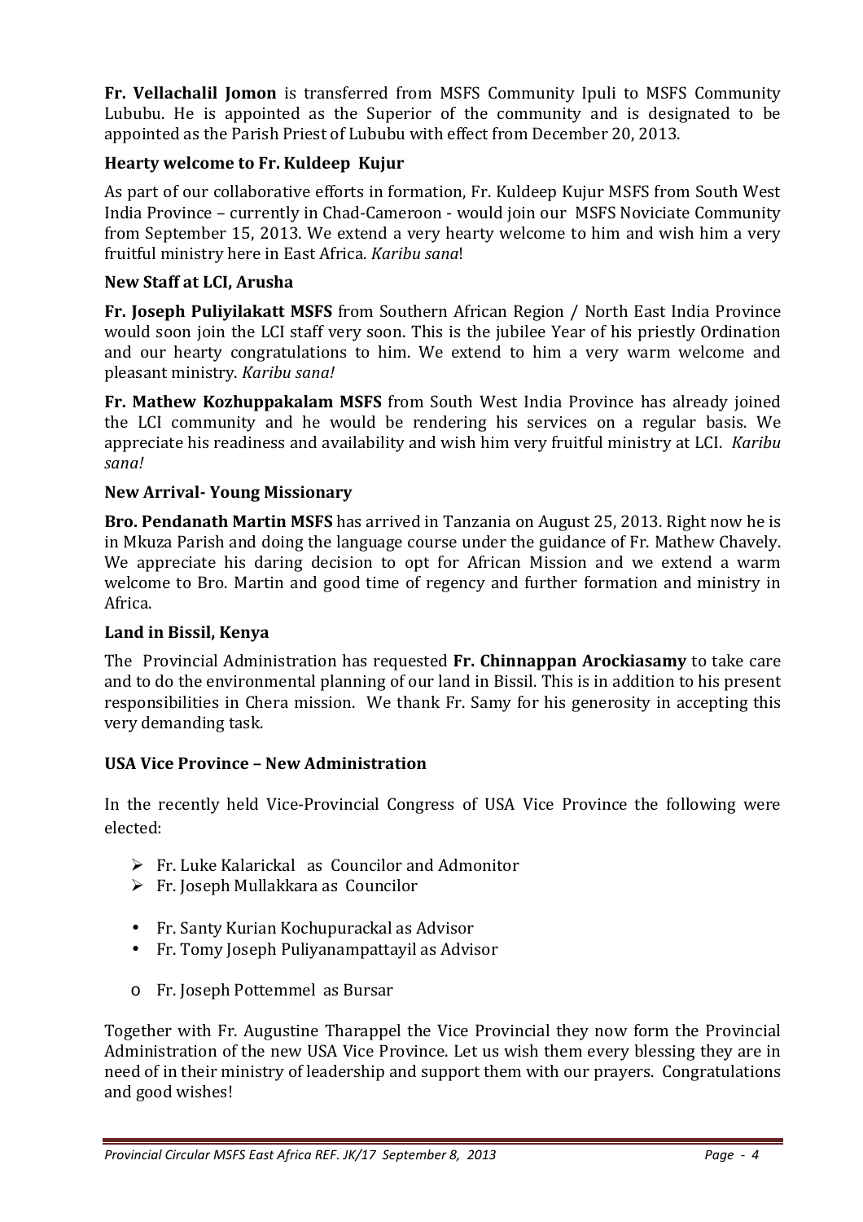**Fr. Vellachalil Jomon** is transferred from MSFS Community Ipuli to MSFS Community Lububu. He is appointed as the Superior of the community and is designated to be appointed as the Parish Priest of Lububu with effect from December 20, 2013.

### Hearty welcome to Fr. Kuldeep Kujur

As part of our collaborative efforts in formation, Fr. Kuldeep Kujur MSFS from South West India Province – currently in Chad-Cameroon - would join our MSFS Noviciate Community from September 15, 2013. We extend a very hearty welcome to him and wish him a very fruitful ministry here in East Africa. *Karibu sana*!

### New Staff at LCI, Arusha

**Fr. Joseph Puliyilakatt MSFS** from Southern African Region / North East India Province would soon join the LCI staff very soon. This is the jubilee Year of his priestly Ordination and our hearty congratulations to him. We extend to him a very warm welcome and pleasant ministry. *Karibu sana!*

**Fr. Mathew Kozhuppakalam MSFS** from South West India Province has already joined the LCI community and he would be rendering his services on a regular basis. We appreciate his readiness and availability and wish him very fruitful ministry at LCI. *Karibu sana!*

### New Arrival- Young Missionary

**Bro. Pendanath Martin MSFS** has arrived in Tanzania on August 25, 2013. Right now he is in Mkuza Parish and doing the language course under the guidance of Fr. Mathew Chavely. We appreciate his daring decision to opt for African Mission and we extend a warm welcome to Bro. Martin and good time of regency and further formation and ministry in Africa.

### Land in Bissil, Kenya

The Provincial Administration has requested **Fr. Chinnappan Arockiasamy** to take care and to do the environmental planning of our land in Bissil. This is in addition to his present responsibilities in Chera mission. We thank Fr. Samy for his generosity in accepting this very demanding task.

### USA Vice Province – New Administration

In the recently held Vice-Provincial Congress of USA Vice Province the following were elected:

- Fr. Luke Kalarickal as Councilor and Admonitor
- Fr. Joseph Mullakkara as Councilor

- Fr. Santy Kurian Kochupurackal as Advisor
- Fr. Tomy Joseph Puliyanampattayil as Advisor

- Fr. Joseph Pottemmel as Bursar

Together with Fr. Augustine Tharappel the Vice Provincial they now form the Provincial Administration of the new USA Vice Province. Let us wish them every blessing they are in need of in their ministry of leadership and support them with our prayers. Congratulations and good wishes!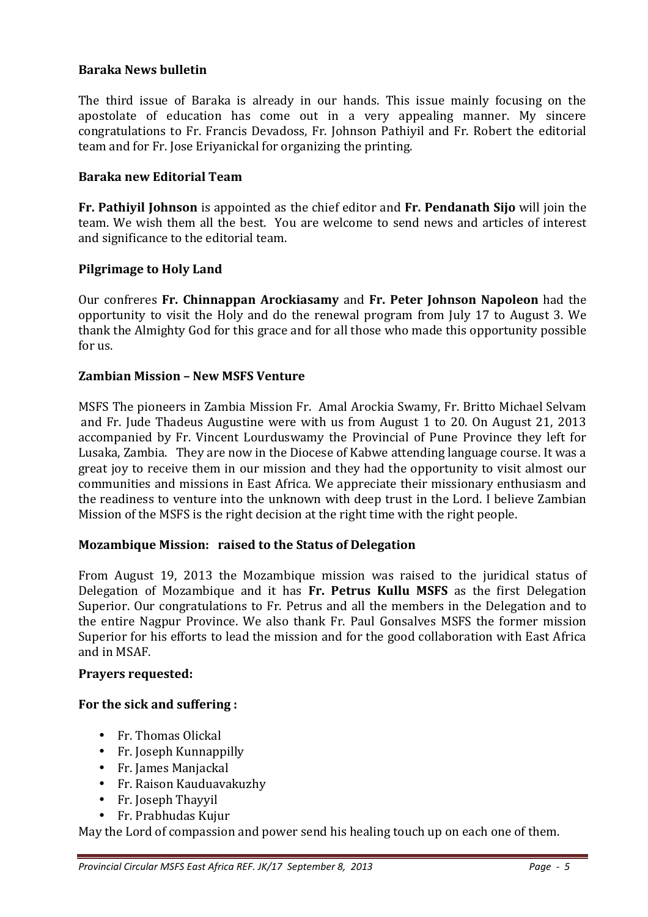**Baraka News bulletin**

The third issue of Baraka is already in our hands. This issue mainly focusing on the apostolate of education has come out in a very appealing manner. My sincere congratulations to Fr. Francis Devadoss, Fr. Johnson Pathiyil and Fr. Robert the editorial team and for Fr. Jose Eriyanickal for organizing the printing.

**Baraka new Editorial Team**

**Fr. Pathiyil Johnson** is appointed as the chief editor and **Fr. Pendanath Sijo** will join the team. We wish them all the best. You are welcome to send news and articles of interest and significance to the editorial team.

**Pilgrimage to Holy Land**

Our confreres **Fr. Chinnappan Arockiasamy** and **Fr. Peter Johnson Napoleon** had the opportunity to visit the Holy and do the renewal program from July 17 to August 3. We thank the Almighty God for this grace and for all those who made this opportunity possible for us.

**Zambian Mission – New MSFS Venture**

MSFS The pioneers in Zambia Mission Fr. Amal Arockia Swamy, Fr. Britto Michael Selvam and Fr. Jude Thadeus Augustine were with us from August 1 to 20. On August 21, 2013 accompanied by Fr. Vincent Lourduswamy the Provincial of Pune Province they left for Lusaka, Zambia. They are now in the Diocese of Kabwe attending language course. It was a great joy to receive them in our mission and they had the opportunity to visit almost our communities and missions in East Africa. We appreciate their missionary enthusiasm and the readiness to venture into the unknown with deep trust in the Lord. I believe Zambian Mission of the MSFS is the right decision at the right time with the right people.

**Mozambique Mission: raised to the Status of Delegation**

From August 19, 2013 the Mozambique mission was raised to the juridical status of Delegation of Mozambique and it has **Fr. Petrus Kullu MSFS** as the first Delegation Superior. Our congratulations to Fr. Petrus and all the members in the Delegation and to the entire Nagpur Province. We also thank Fr. Paul Gonsalves MSFS the former mission Superior for his efforts to lead the mission and for the good collaboration with East Africa and in MSAF.

**Prayers requested:**

**For the sick and suffering :**

- Fr. Thomas Olickal
- Fr. Joseph Kunnappilly
- Fr. James Manjackal
- Fr. Raison Kauduavakuzhy
- Fr. Joseph Thayyil
- Fr. Prabhudas Kujur

May the Lord of compassion and power send his healing touch up on each one of them.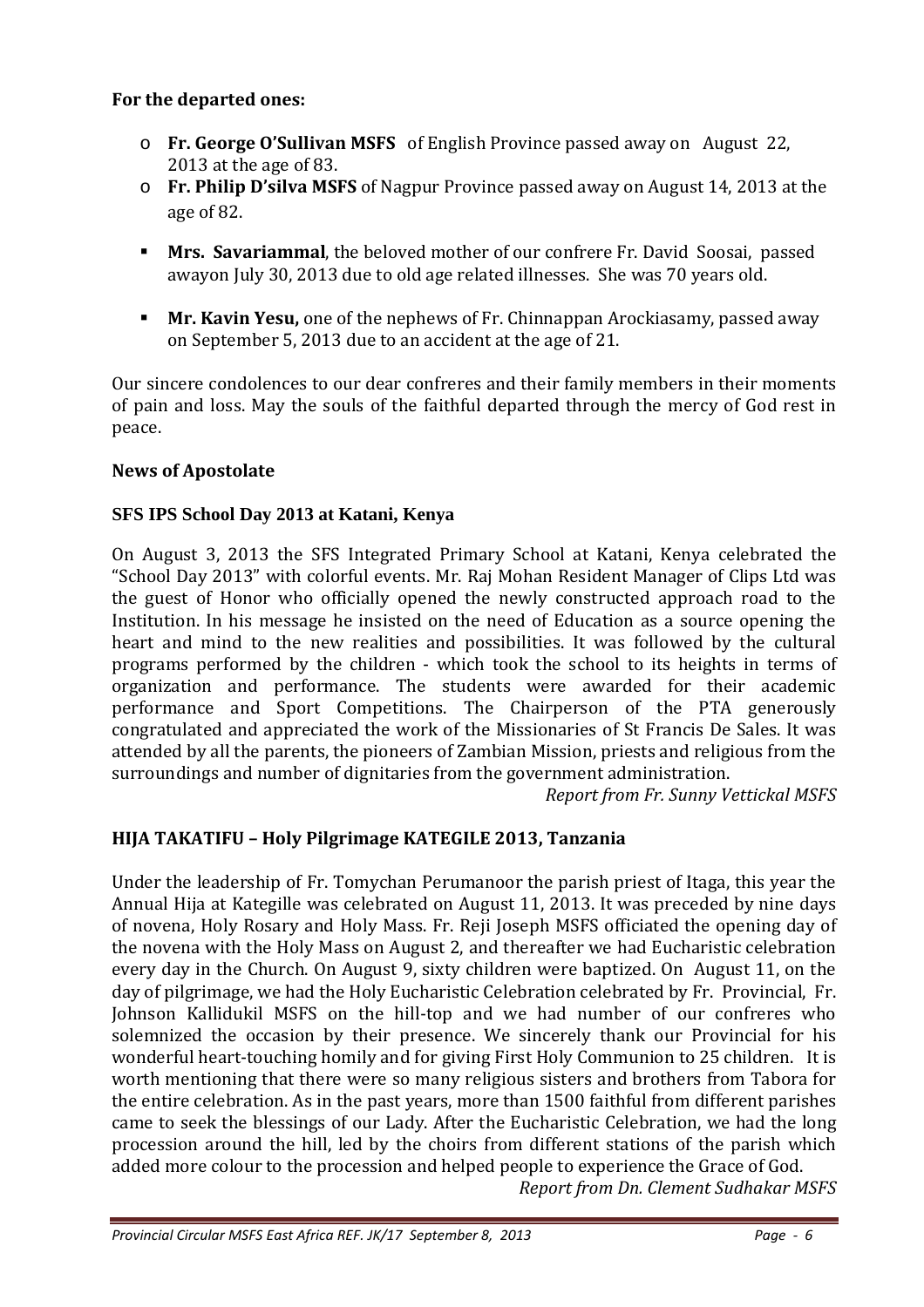**For the departed ones:**

- **Fr. George O'Sullivan MSFS** of English Province passed away on August 22, 2013 at the age of 83.
- **Fr. Philip D'silva MSFS** of Nagpur Province passed away on August 14, 2013 at the age of 82.

- **Mrs. Savariammal**, the beloved mother of our confrere Fr. David Soosai, passed awayon July 30, 2013 due to old age related illnesses. She was 70 years old.

- **Mr. Kavin Yesu,** one of the nephews of Fr. Chinnappan Arockiasamy, passed away on September 5, 2013 due to an accident at the age of 21.

Our sincere condolences to our dear confreres and their family members in their moments of pain and loss. May the souls of the faithful departed through the mercy of God rest in peace.

## News of Apostolate

### SFS IPS School Day 2013 at Katani, Kenya

On August 3, 2013 the SFS Integrated Primary School at Katani, Kenya celebrated the "School Day 2013" with colorful events. Mr. Raj Mohan Resident Manager of Clips Ltd was the guest of Honor who officially opened the newly constructed approach road to the Institution. In his message he insisted on the need of Education as a source opening the heart and mind to the new realities and possibilities. It was followed by the cultural programs performed by the children - which took the school to its heights in terms of organization and performance. The students were awarded for their academic performance and Sport Competitions. The Chairperson of the PTA generously congratulated and appreciated the work of the Missionaries of St Francis De Sales. It was attended by all the parents, the pioneers of Zambian Mission, priests and religious from the surroundings and number of dignitaries from the government administration.

*Report from Fr. Sunny Vettickal MSFS*

### HIJA TAKATIFU – Holy Pilgrimage KATEGILE 2013, Tanzania

Under the leadership of Fr. Tomychan Perumanoor the parish priest of Itaga, this year the Annual Hija at Kategille was celebrated on August 11, 2013. It was preceded by nine days of novena, Holy Rosary and Holy Mass. Fr. Reji Joseph MSFS officiated the opening day of the novena with the Holy Mass on August 2, and thereafter we had Eucharistic celebration every day in the Church. On August 9, sixty children were baptized. On August 11, on the day of pilgrimage, we had the Holy Eucharistic Celebration celebrated by Fr. Provincial, Fr. Johnson Kallidukil MSFS on the hill-top and we had number of our confreres who solemnized the occasion by their presence. We sincerely thank our Provincial for his wonderful heart-touching homily and for giving First Holy Communion to 25 children. It is worth mentioning that there were so many religious sisters and brothers from Tabora for the entire celebration. As in the past years, more than 1500 faithful from different parishes came to seek the blessings of our Lady. After the Eucharistic Celebration, we had the long procession around the hill, led by the choirs from different stations of the parish which added more colour to the procession and helped people to experience the Grace of God.

*Report from Dn. Clement Sudhakar MSFS*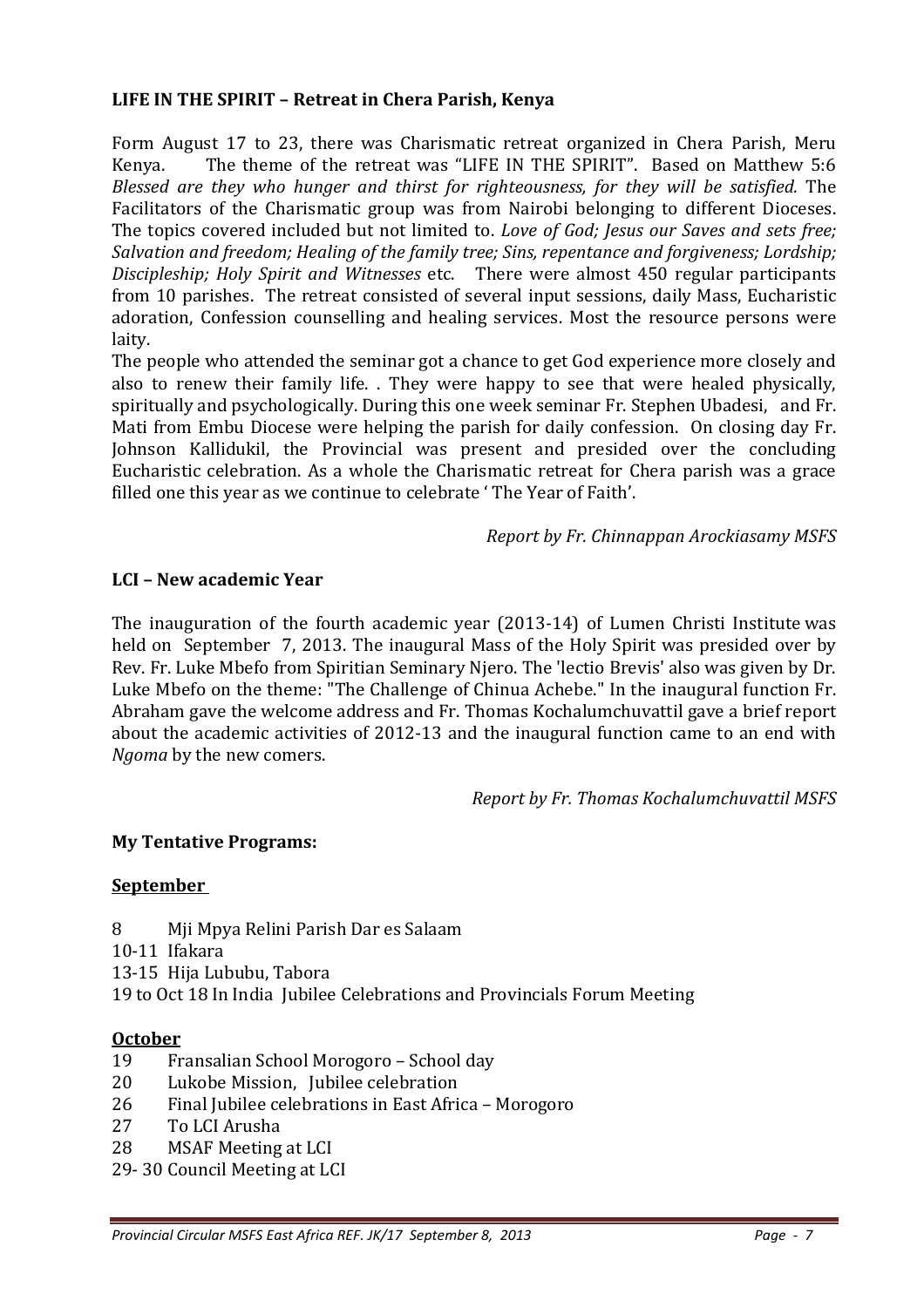**LIFE IN THE SPIRIT – Retreat in Chera Parish, Kenya**

Form August 17 to 23, there was Charismatic retreat organized in Chera Parish, Meru Kenya. The theme of the retreat was "LIFE IN THE SPIRIT". Based on Matthew 5:6 *Blessed are they who hunger and thirst for righteousness, for they will be satisfied.* The Facilitators of the Charismatic group was from Nairobi belonging to different Dioceses. The topics covered included but not limited to. *Love of God; Jesus our Saves and sets free; Salvation and freedom; Healing of the family tree; Sins, repentance and forgiveness; Lordship; Discipleship; Holy Spirit and Witnesses* etc. There were almost 450 regular participants from 10 parishes. The retreat consisted of several input sessions, daily Mass, Eucharistic adoration, Confession counselling and healing services. Most the resource persons were laity.

The people who attended the seminar got a chance to get God experience more closely and also to renew their family life. . They were happy to see that were healed physically, spiritually and psychologically. During this one week seminar Fr. Stephen Ubadesi, and Fr. Mati from Embu Diocese were helping the parish for daily confession. On closing day Fr. Johnson Kallidukil, the Provincial was present and presided over the concluding Eucharistic celebration. As a whole the Charismatic retreat for Chera parish was a grace filled one this year as we continue to celebrate ' The Year of Faith'.

*Report by Fr. Chinnappan Arockiasamy MSFS*

**LCI – New academic Year**

The inauguration of the fourth academic year (2013-14) of Lumen Christi Institute was held on September 7, 2013. The inaugural Mass of the Holy Spirit was presided over by Rev. Fr. Luke Mbefo from Spiritian Seminary Njero. The 'lectio Brevis' also was given by Dr. Luke Mbefo on the theme: "The Challenge of Chinua Achebe." In the inaugural function Fr. Abraham gave the welcome address and Fr. Thomas Kochalumchuvattil gave a brief report about the academic activities of 2012-13 and the inaugural function came to an end with *Ngoma* by the new comers.

*Report by Fr. Thomas Kochalumchuvattil MSFS*

**My Tentative Programs:**

**September**

8 Mji Mpya Relini Parish Dar es Salaam
10-11 Ifakara
13-15 Hija Lububu, Tabora
19 to Oct 18 In India Jubilee Celebrations and Provincials Forum Meeting

**October**

19 Fransalian School Morogoro – School day
20 Lukobe Mission, Jubilee celebration
26 Final Jubilee celebrations in East Africa – Morogoro
27 To LCI Arusha
28 MSAF Meeting at LCI
29- 30 Council Meeting at LCI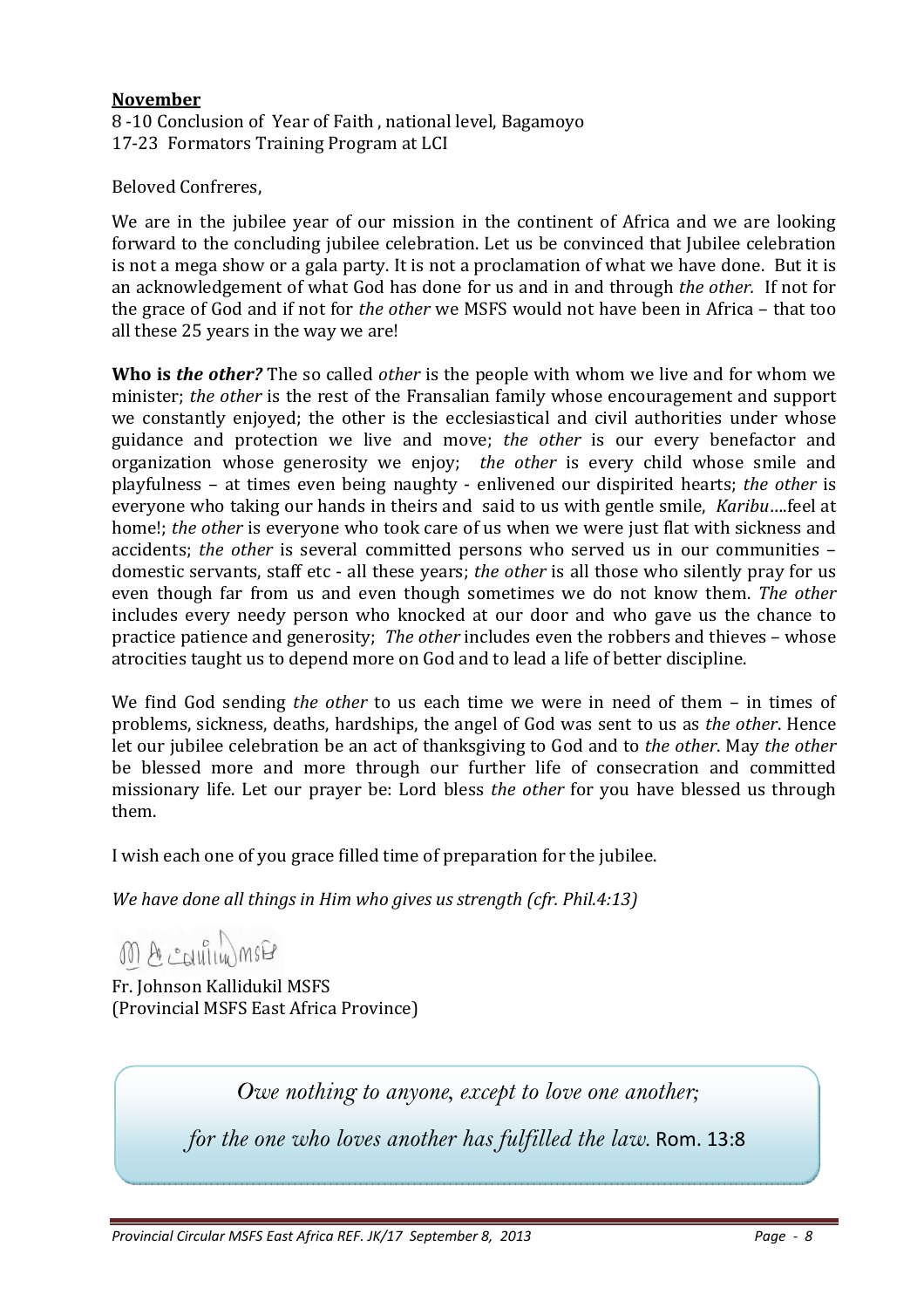**November**

8 -10 Conclusion of Year of Faith , national level, Bagamoyo
17-23 Formators Training Program at LCI

Beloved Confreres,

We are in the jubilee year of our mission in the continent of Africa and we are looking forward to the concluding jubilee celebration. Let us be convinced that Jubilee celebration is not a mega show or a gala party. It is not a proclamation of what we have done. But it is an acknowledgement of what God has done for us and in and through *the other.* If not for the grace of God and if not for *the other* we MSFS would not have been in Africa – that too all these 25 years in the way we are!

**Who is *the other?*** The so called *other* is the people with whom we live and for whom we minister; *the other* is the rest of the Fransalian family whose encouragement and support we constantly enjoyed; the other is the ecclesiastical and civil authorities under whose guidance and protection we live and move; *the other* is our every benefactor and organization whose generosity we enjoy; *the other* is every child whose smile and playfulness – at times even being naughty - enlivened our dispirited hearts; *the other* is everyone who taking our hands in theirs and said to us with gentle smile, *Karibu*….feel at home!; *the other* is everyone who took care of us when we were just flat with sickness and accidents; *the other* is several committed persons who served us in our communities – domestic servants, staff etc - all these years; *the other* is all those who silently pray for us even though far from us and even though sometimes we do not know them. *The other* includes every needy person who knocked at our door and who gave us the chance to practice patience and generosity; *The other* includes even the robbers and thieves – whose atrocities taught us to depend more on God and to lead a life of better discipline.

We find God sending *the other* to us each time we were in need of them – in times of problems, sickness, deaths, hardships, the angel of God was sent to us as *the other*. Hence let our jubilee celebration be an act of thanksgiving to God and to *the other*. May *the other* be blessed more and more through our further life of consecration and committed missionary life. Let our prayer be: Lord bless *the other* for you have blessed us through them.

I wish each one of you grace filled time of preparation for the jubilee.

*We have done all things in Him who gives us strength (cfr. Phil.4:13)*

Fr. Johnson Kallidukil MSFS
(Provincial MSFS East Africa Province)

*Owe nothing to anyone, except to love one another;*

*for the one who loves another has fulfilled the law.* Rom. 13:8